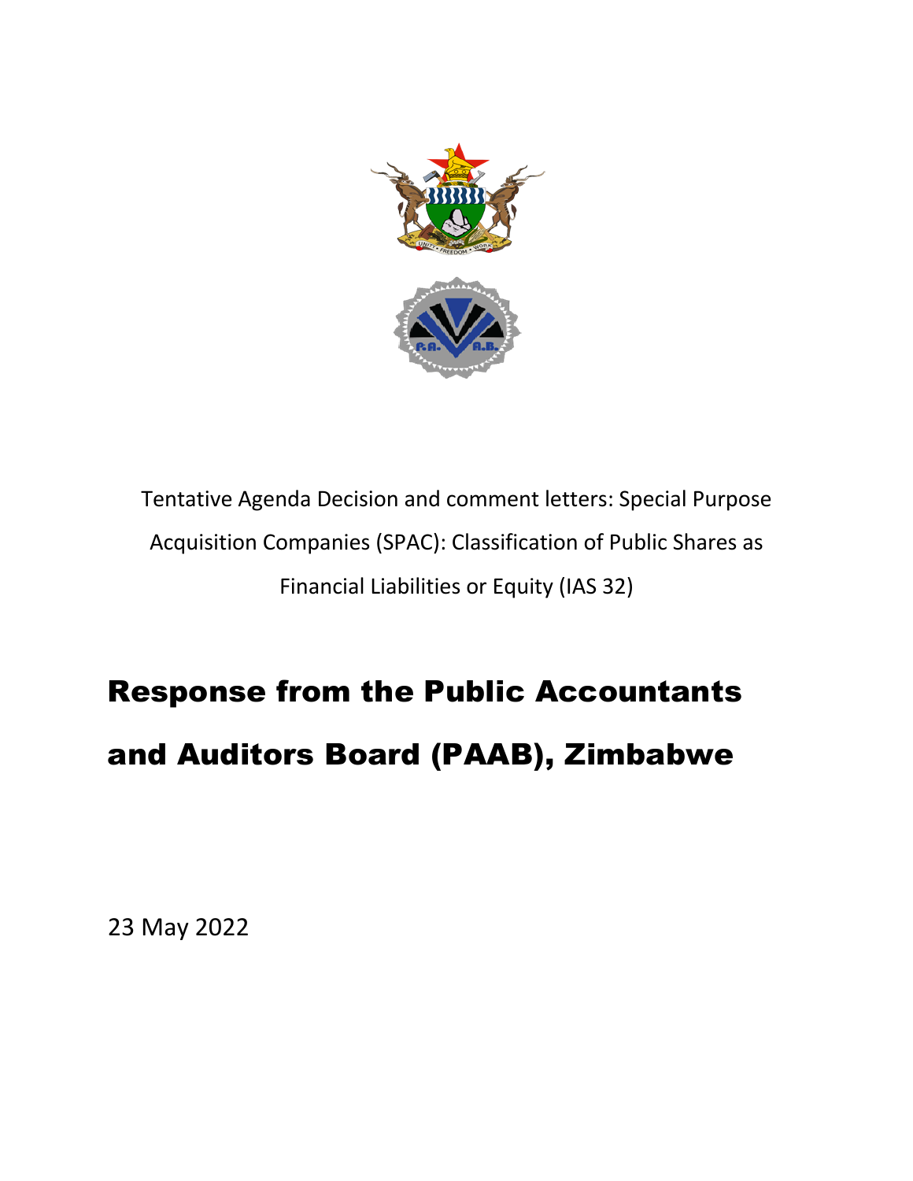Tentative Agenda Decision and comment letters: Special Purpose Acquisition Companies (SPAC): Classification of Public Shares as Financial Liabilities or Equity (IAS 32)

# Response from the Public Accountants and Auditors Board (PAAB), Zimbabwe

23 May 2022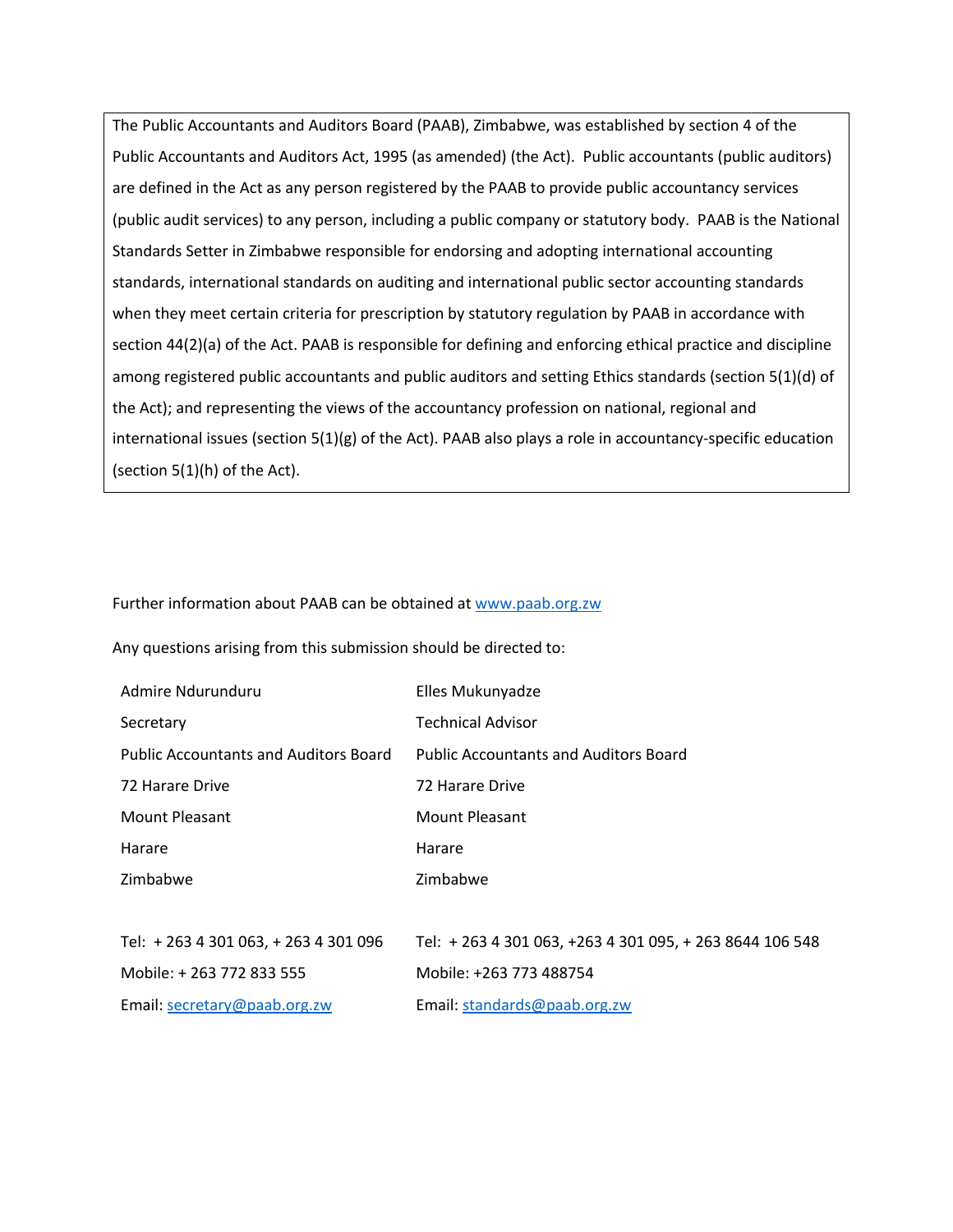The Public Accountants and Auditors Board (PAAB), Zimbabwe, was established by section 4 of the Public Accountants and Auditors Act, 1995 (as amended) (the Act). Public accountants (public auditors) are defined in the Act as any person registered by the PAAB to provide public accountancy services (public audit services) to any person, including a public company or statutory body. PAAB is the National Standards Setter in Zimbabwe responsible for endorsing and adopting international accounting standards, international standards on auditing and international public sector accounting standards when they meet certain criteria for prescription by statutory regulation by PAAB in accordance with section 44(2)(a) of the Act. PAAB is responsible for defining and enforcing ethical practice and discipline among registered public accountants and public auditors and setting Ethics standards (section 5(1)(d) of the Act); and representing the views of the accountancy profession on national, regional and international issues (section 5(1)(g) of the Act). PAAB also plays a role in accountancy-specific education (section 5(1)(h) of the Act).

Further information about PAAB can be obtained at www.paab.org.zw

Any questions arising from this submission should be directed to:

| | |
|---|---|
| Admire Ndurunduru | Elles Mukunyadze |
| Secretary | Technical Advisor |
| Public Accountants and Auditors Board | Public Accountants and Auditors Board |
| 72 Harare Drive | 72 Harare Drive |
| Mount Pleasant | Mount Pleasant |
| Harare | Harare |
| Zimbabwe | Zimbabwe |
| | |
| Tel: + 263 4 301 063, + 263 4 301 096 | Tel: + 263 4 301 063, +263 4 301 095, + 263 8644 106 548 |
| Mobile: + 263 772 833 555 | Mobile: +263 773 488754 |
| Email: secretary@paab.org.zw | Email: standards@paab.org.zw |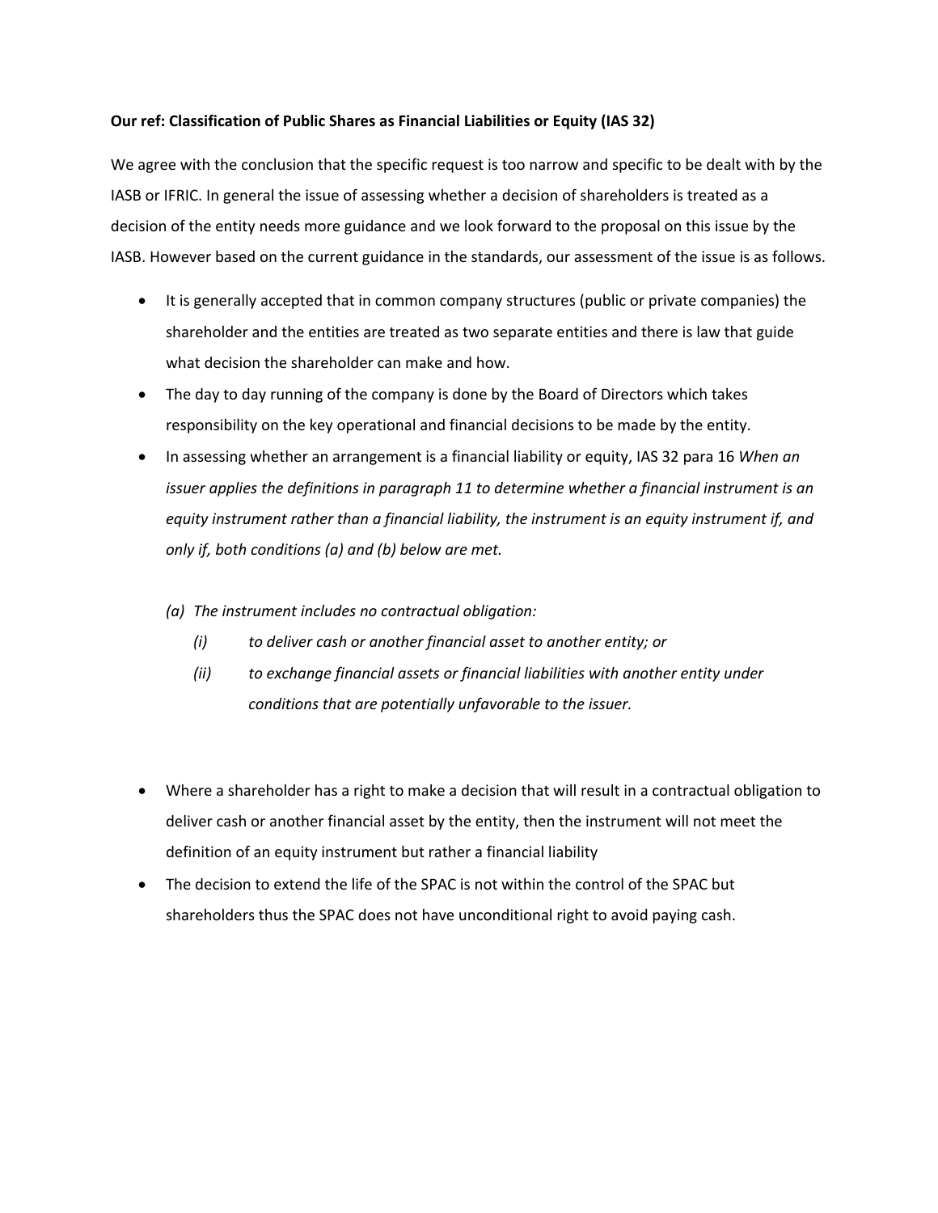**Our ref: Classification of Public Shares as Financial Liabilities or Equity (IAS 32)**

We agree with the conclusion that the specific request is too narrow and specific to be dealt with by the IASB or IFRIC. In general the issue of assessing whether a decision of shareholders is treated as a decision of the entity needs more guidance and we look forward to the proposal on this issue by the IASB. However based on the current guidance in the standards, our assessment of the issue is as follows.

- It is generally accepted that in common company structures (public or private companies) the shareholder and the entities are treated as two separate entities and there is law that guide what decision the shareholder can make and how.
- The day to day running of the company is done by the Board of Directors which takes responsibility on the key operational and financial decisions to be made by the entity.
- In assessing whether an arrangement is a financial liability or equity, IAS 32 para 16 *When an issuer applies the definitions in paragraph 11 to determine whether a financial instrument is an equity instrument rather than a financial liability, the instrument is an equity instrument if, and only if, both conditions (a) and (b) below are met.*

  *(a) The instrument includes no contractual obligation:*
    - *(i) to deliver cash or another financial asset to another entity; or*
    - *(ii) to exchange financial assets or financial liabilities with another entity under conditions that are potentially unfavorable to the issuer.*

- Where a shareholder has a right to make a decision that will result in a contractual obligation to deliver cash or another financial asset by the entity, then the instrument will not meet the definition of an equity instrument but rather a financial liability
- The decision to extend the life of the SPAC is not within the control of the SPAC but shareholders thus the SPAC does not have unconditional right to avoid paying cash.